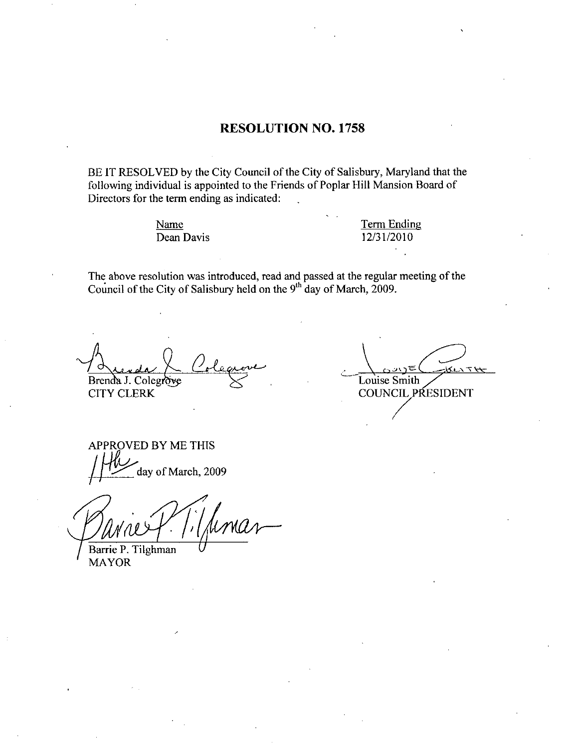# RESOLUTION NO. 1758

BE IT RESOLVED by the City Council of the City of Salisbury, Maryland that the following individual is appointed to the Friends of Poplar Hill Mansion Board of Directors for the term ending as indicated:

| Name | Term Ending |
|---|---|
| Dean Davis | 12/31/2010 |

The above resolution was introduced, read and passed at the regular meeting of the Council of the City of Salisbury held on the 9th day of March, 2009.

Brenda J. Colegrove
CITY CLERK

Louise Smith
COUNCIL PRESIDENT

APPROVED BY ME THIS

11th day of March, 2009

Barrie P. Tilghman
MAYOR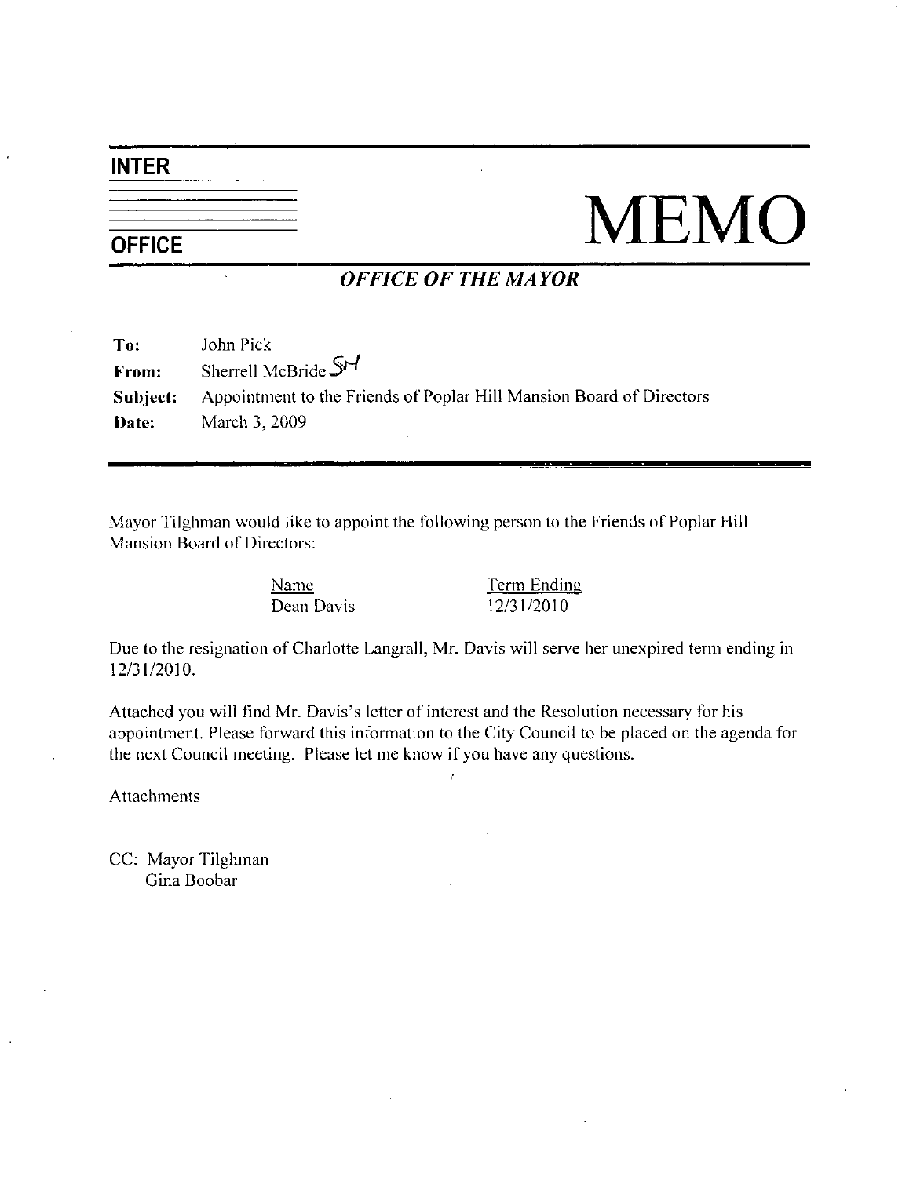# INTER OFFICE MEMO

*OFFICE OF THE MAYOR*

**To:** John Pick
**From:** Sherrell McBride SM
**Subject:** Appointment to the Friends of Poplar Hill Mansion Board of Directors
**Date:** March 3, 2009

Mayor Tilghman would like to appoint the following person to the Friends of Poplar Hill Mansion Board of Directors:

| Name | Term Ending |
| --- | --- |
| Dean Davis | 12/31/2010 |

Due to the resignation of Charlotte Langrall, Mr. Davis will serve her unexpired term ending in 12/31/2010.

Attached you will find Mr. Davis's letter of interest and the Resolution necessary for his appointment. Please forward this information to the City Council to be placed on the agenda for the next Council meeting. Please let me know if you have any questions.

Attachments

CC: Mayor Tilghman
Gina Boobar